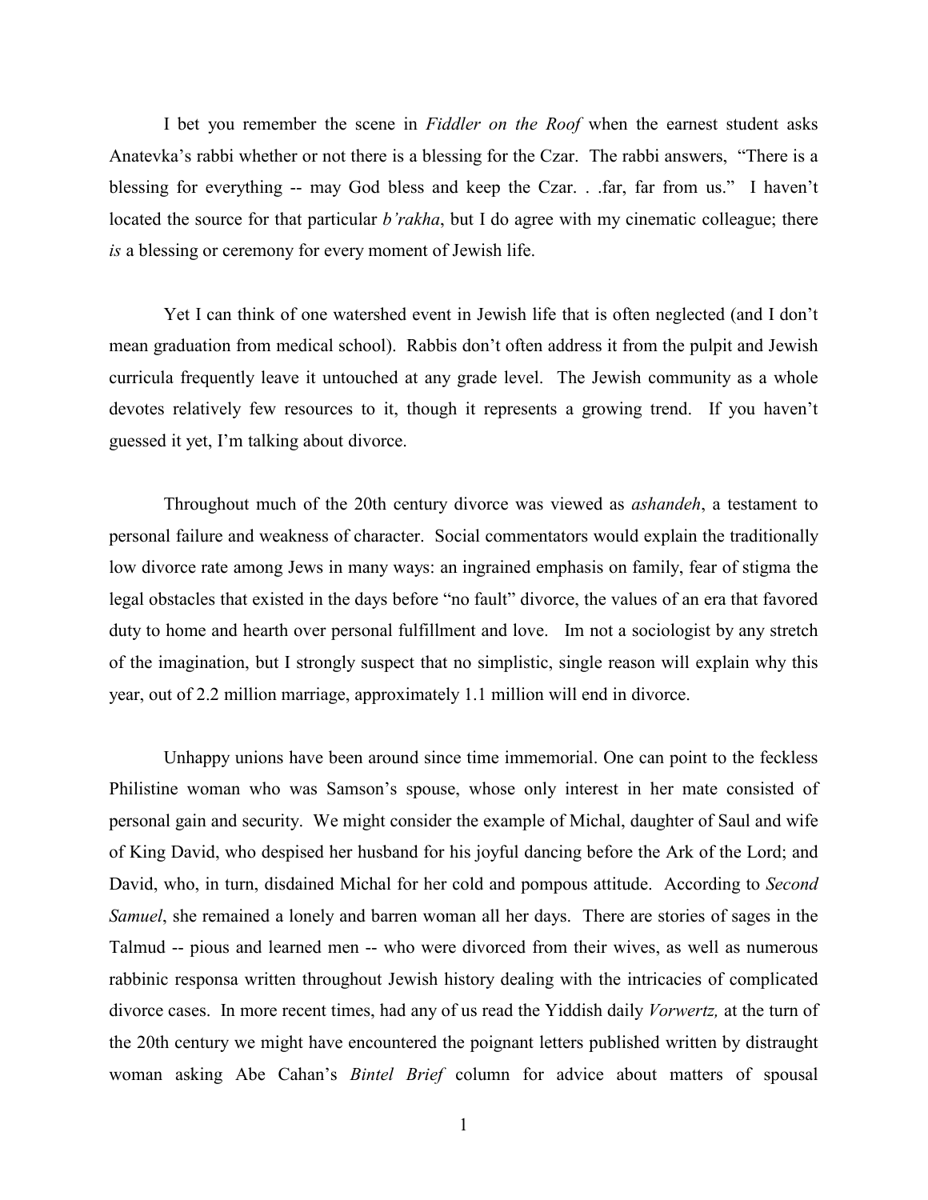I bet you remember the scene in *Fiddler on the Roof* when the earnest student asks Anatevka's rabbi whether or not there is a blessing for the Czar. The rabbi answers, "There is a blessing for everything -- may God bless and keep the Czar. . .far, far from us." I haven't located the source for that particular *b'rakha*, but I do agree with my cinematic colleague; there *is* a blessing or ceremony for every moment of Jewish life.

Yet I can think of one watershed event in Jewish life that is often neglected (and I don't mean graduation from medical school). Rabbis don't often address it from the pulpit and Jewish curricula frequently leave it untouched at any grade level. The Jewish community as a whole devotes relatively few resources to it, though it represents a growing trend. If you haven't guessed it yet, I'm talking about divorce.

Throughout much of the 20th century divorce was viewed as *ashandeh*, a testament to personal failure and weakness of character. Social commentators would explain the traditionally low divorce rate among Jews in many ways: an ingrained emphasis on family, fear of stigma the legal obstacles that existed in the days before "no fault" divorce, the values of an era that favored duty to home and hearth over personal fulfillment and love. Im not a sociologist by any stretch of the imagination, but I strongly suspect that no simplistic, single reason will explain why this year, out of 2.2 million marriage, approximately 1.1 million will end in divorce.

Unhappy unions have been around since time immemorial. One can point to the feckless Philistine woman who was Samson's spouse, whose only interest in her mate consisted of personal gain and security. We might consider the example of Michal, daughter of Saul and wife of King David, who despised her husband for his joyful dancing before the Ark of the Lord; and David, who, in turn, disdained Michal for her cold and pompous attitude. According to *Second Samuel*, she remained a lonely and barren woman all her days. There are stories of sages in the Talmud -- pious and learned men -- who were divorced from their wives, as well as numerous rabbinic responsa written throughout Jewish history dealing with the intricacies of complicated divorce cases. In more recent times, had any of us read the Yiddish daily *Vorwertz,* at the turn of the 20th century we might have encountered the poignant letters published written by distraught woman asking Abe Cahan's *Bintel Brief* column for advice about matters of spousal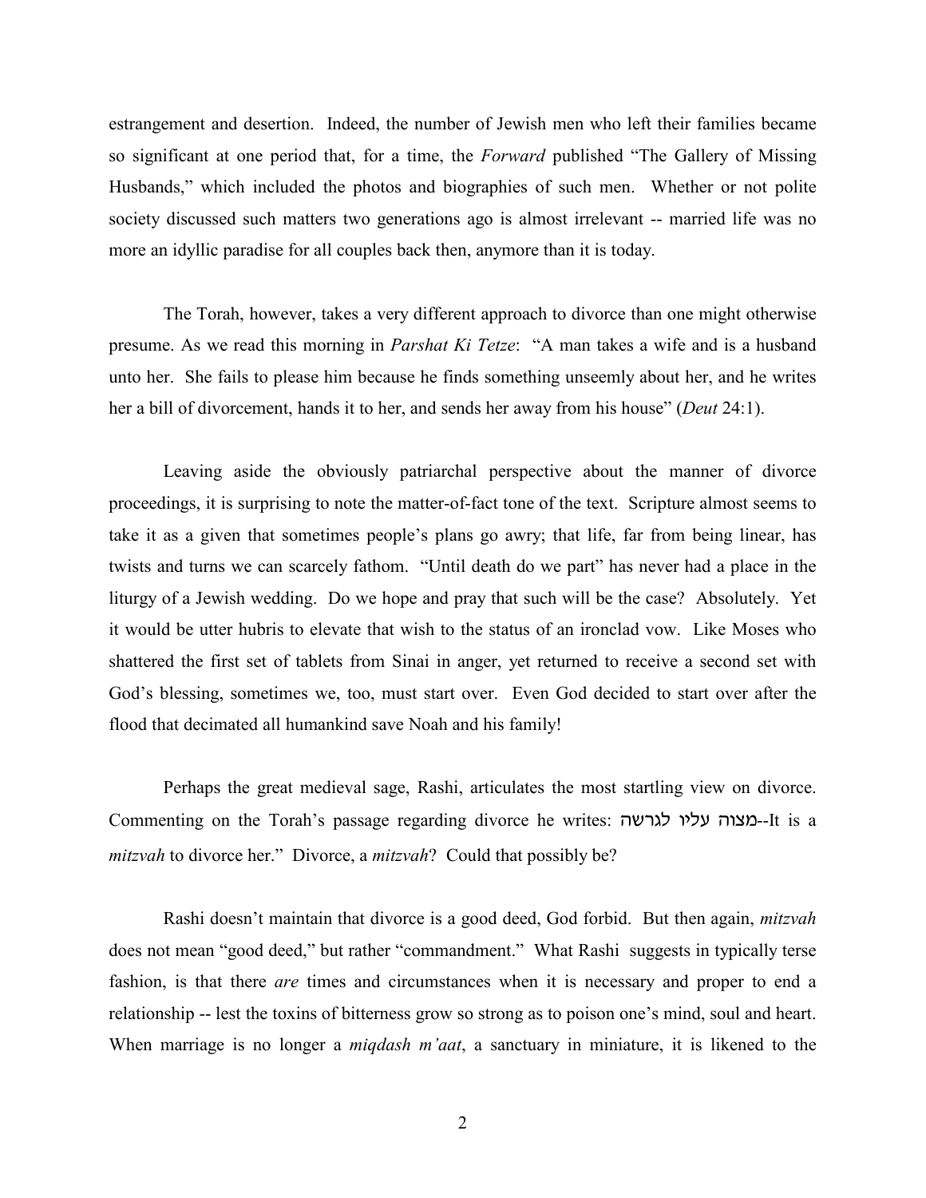estrangement and desertion. Indeed, the number of Jewish men who left their families became so significant at one period that, for a time, the *Forward* published "The Gallery of Missing Husbands," which included the photos and biographies of such men. Whether or not polite society discussed such matters two generations ago is almost irrelevant -- married life was no more an idyllic paradise for all couples back then, anymore than it is today.

The Torah, however, takes a very different approach to divorce than one might otherwise presume. As we read this morning in *Parshat Ki Tetze*: "A man takes a wife and is a husband unto her. She fails to please him because he finds something unseemly about her, and he writes her a bill of divorcement, hands it to her, and sends her away from his house" (*Deut* 24:1).

Leaving aside the obviously patriarchal perspective about the manner of divorce proceedings, it is surprising to note the matter-of-fact tone of the text. Scripture almost seems to take it as a given that sometimes people's plans go awry; that life, far from being linear, has twists and turns we can scarcely fathom. "Until death do we part" has never had a place in the liturgy of a Jewish wedding. Do we hope and pray that such will be the case? Absolutely. Yet it would be utter hubris to elevate that wish to the status of an ironclad vow. Like Moses who shattered the first set of tablets from Sinai in anger, yet returned to receive a second set with God's blessing, sometimes we, too, must start over. Even God decided to start over after the flood that decimated all humankind save Noah and his family!

Perhaps the great medieval sage, Rashi, articulates the most startling view on divorce. Commenting on the Torah's passage regarding divorce he writes: מצוה עליו לגרשה--It is a *mitzvah* to divorce her." Divorce, a *mitzvah*? Could that possibly be?

Rashi doesn't maintain that divorce is a good deed, God forbid. But then again, *mitzvah* does not mean "good deed," but rather "commandment." What Rashi suggests in typically terse fashion, is that there *are* times and circumstances when it is necessary and proper to end a relationship -- lest the toxins of bitterness grow so strong as to poison one's mind, soul and heart. When marriage is no longer a *miqdash m'aat*, a sanctuary in miniature, it is likened to the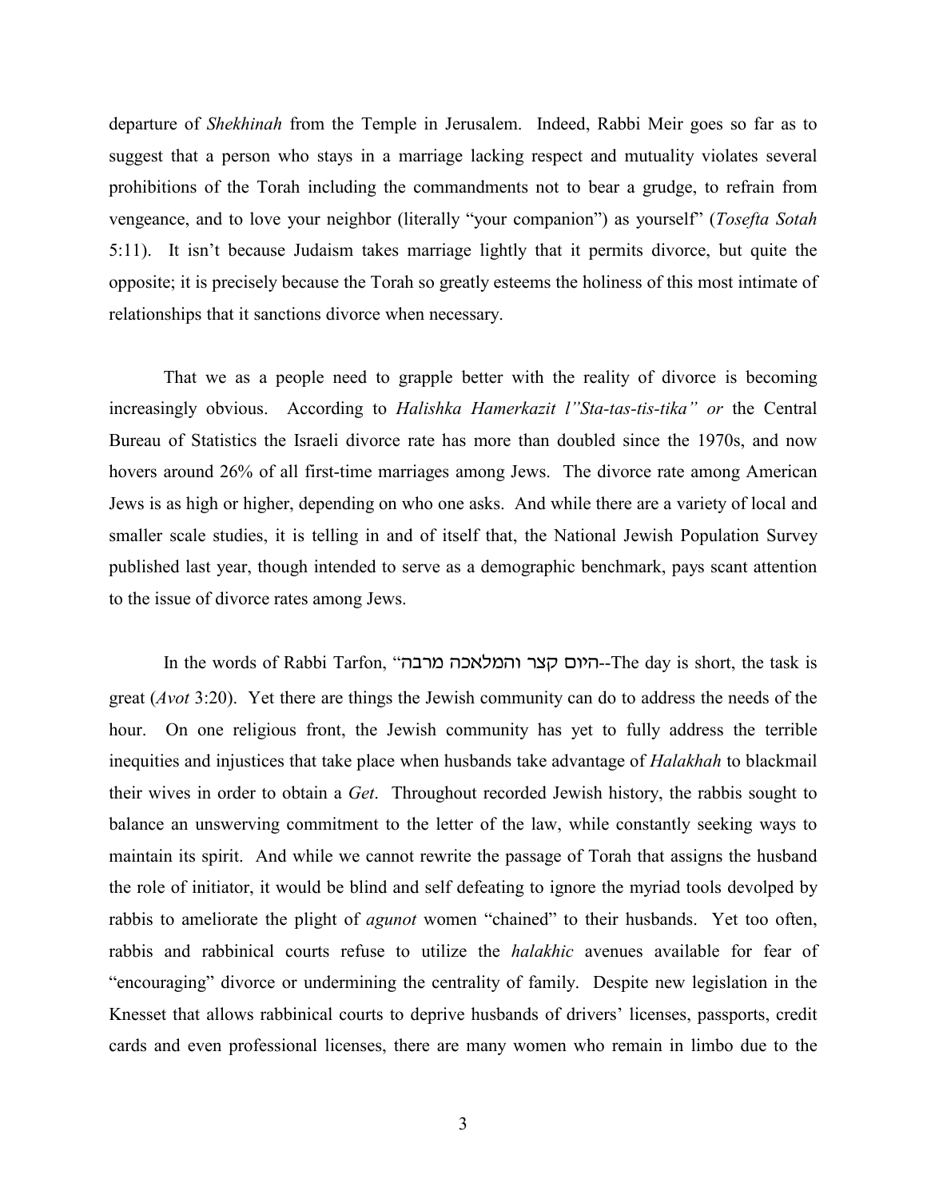departure of *Shekhinah* from the Temple in Jerusalem. Indeed, Rabbi Meir goes so far as to suggest that a person who stays in a marriage lacking respect and mutuality violates several prohibitions of the Torah including the commandments not to bear a grudge, to refrain from vengeance, and to love your neighbor (literally "your companion") as yourself" (*Tosefta Sotah* 5:11). It isn't because Judaism takes marriage lightly that it permits divorce, but quite the opposite; it is precisely because the Torah so greatly esteems the holiness of this most intimate of relationships that it sanctions divorce when necessary.

That we as a people need to grapple better with the reality of divorce is becoming increasingly obvious. According to *Halishka Hamerkazit l"Sta-tas-tis-tika" or* the Central Bureau of Statistics the Israeli divorce rate has more than doubled since the 1970s, and now hovers around 26% of all first-time marriages among Jews. The divorce rate among American Jews is as high or higher, depending on who one asks. And while there are a variety of local and smaller scale studies, it is telling in and of itself that, the National Jewish Population Survey published last year, though intended to serve as a demographic benchmark, pays scant attention to the issue of divorce rates among Jews.

In the words of Rabbi Tarfon, "היום קצר והמלאכה מרבה--The day is short, the task is great (*Avot* 3:20). Yet there are things the Jewish community can do to address the needs of the hour. On one religious front, the Jewish community has yet to fully address the terrible inequities and injustices that take place when husbands take advantage of *Halakhah* to blackmail their wives in order to obtain a *Get*. Throughout recorded Jewish history, the rabbis sought to balance an unswerving commitment to the letter of the law, while constantly seeking ways to maintain its spirit. And while we cannot rewrite the passage of Torah that assigns the husband the role of initiator, it would be blind and self defeating to ignore the myriad tools devolped by rabbis to ameliorate the plight of *agunot* women "chained" to their husbands. Yet too often, rabbis and rabbinical courts refuse to utilize the *halakhic* avenues available for fear of "encouraging" divorce or undermining the centrality of family. Despite new legislation in the Knesset that allows rabbinical courts to deprive husbands of drivers' licenses, passports, credit cards and even professional licenses, there are many women who remain in limbo due to the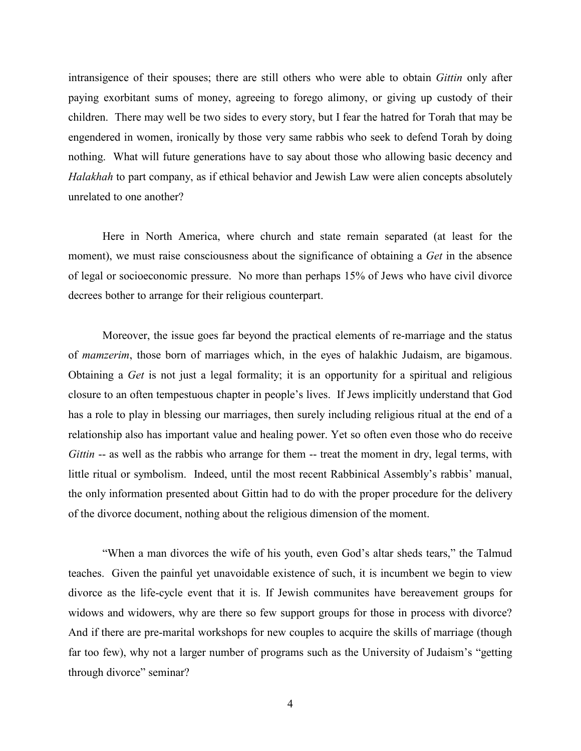intransigence of their spouses; there are still others who were able to obtain *Gittin* only after paying exorbitant sums of money, agreeing to forego alimony, or giving up custody of their children. There may well be two sides to every story, but I fear the hatred for Torah that may be engendered in women, ironically by those very same rabbis who seek to defend Torah by doing nothing. What will future generations have to say about those who allowing basic decency and *Halakhah* to part company, as if ethical behavior and Jewish Law were alien concepts absolutely unrelated to one another?

Here in North America, where church and state remain separated (at least for the moment), we must raise consciousness about the significance of obtaining a *Get* in the absence of legal or socioeconomic pressure. No more than perhaps 15% of Jews who have civil divorce decrees bother to arrange for their religious counterpart.

Moreover, the issue goes far beyond the practical elements of re-marriage and the status of *mamzerim*, those born of marriages which, in the eyes of halakhic Judaism, are bigamous. Obtaining a *Get* is not just a legal formality; it is an opportunity for a spiritual and religious closure to an often tempestuous chapter in people's lives. If Jews implicitly understand that God has a role to play in blessing our marriages, then surely including religious ritual at the end of a relationship also has important value and healing power. Yet so often even those who do receive *Gittin* -- as well as the rabbis who arrange for them -- treat the moment in dry, legal terms, with little ritual or symbolism. Indeed, until the most recent Rabbinical Assembly's rabbis' manual, the only information presented about Gittin had to do with the proper procedure for the delivery of the divorce document, nothing about the religious dimension of the moment.

"When a man divorces the wife of his youth, even God's altar sheds tears," the Talmud teaches. Given the painful yet unavoidable existence of such, it is incumbent we begin to view divorce as the life-cycle event that it is. If Jewish communites have bereavement groups for widows and widowers, why are there so few support groups for those in process with divorce? And if there are pre-marital workshops for new couples to acquire the skills of marriage (though far too few), why not a larger number of programs such as the University of Judaism's "getting through divorce" seminar?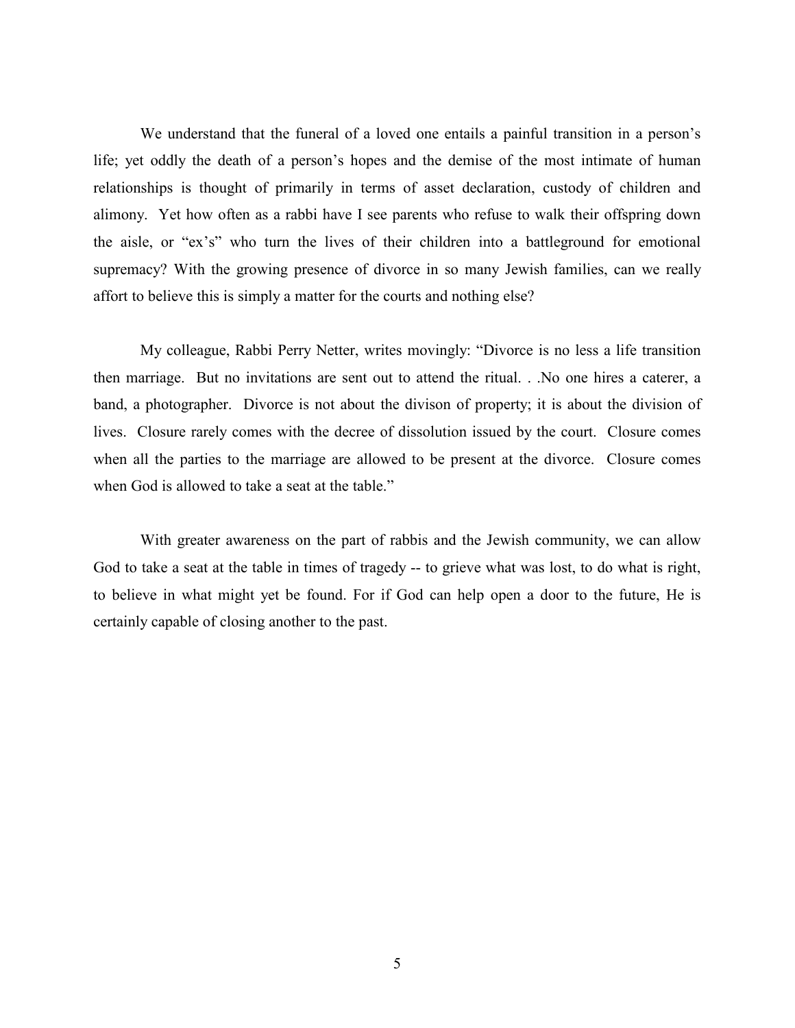We understand that the funeral of a loved one entails a painful transition in a person's life; yet oddly the death of a person's hopes and the demise of the most intimate of human relationships is thought of primarily in terms of asset declaration, custody of children and alimony. Yet how often as a rabbi have I see parents who refuse to walk their offspring down the aisle, or "ex's" who turn the lives of their children into a battleground for emotional supremacy? With the growing presence of divorce in so many Jewish families, can we really affort to believe this is simply a matter for the courts and nothing else?

My colleague, Rabbi Perry Netter, writes movingly: "Divorce is no less a life transition then marriage. But no invitations are sent out to attend the ritual. . .No one hires a caterer, a band, a photographer. Divorce is not about the divison of property; it is about the division of lives. Closure rarely comes with the decree of dissolution issued by the court. Closure comes when all the parties to the marriage are allowed to be present at the divorce. Closure comes when God is allowed to take a seat at the table."

With greater awareness on the part of rabbis and the Jewish community, we can allow God to take a seat at the table in times of tragedy -- to grieve what was lost, to do what is right, to believe in what might yet be found. For if God can help open a door to the future, He is certainly capable of closing another to the past.